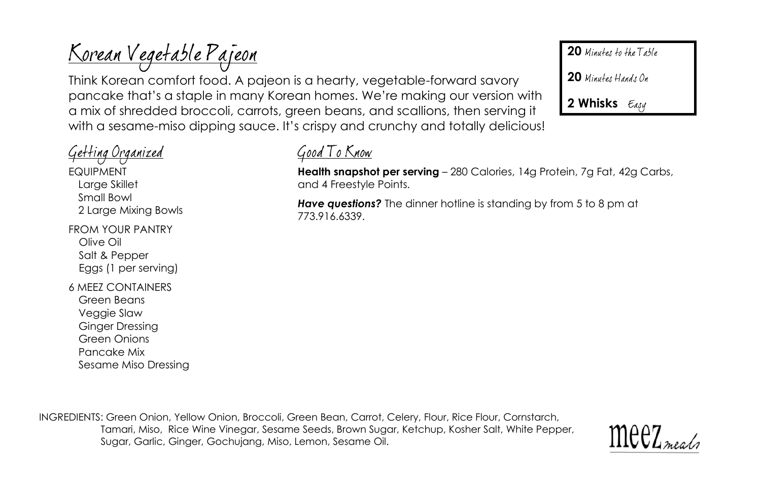# Korean Vegetable Pajeon

Think Korean comfort food. A pajeon is a hearty, vegetable-forward savory pancake that's a staple in many Korean homes. We're making our version with a mix of shredded broccoli, carrots, green beans, and scallions, then serving it with a sesame-miso dipping sauce. It's crispy and crunchy and totally delicious!

**20** Minutes to the Table

**20** Minutes Hands On

**2 Whisks** Easy

## Getting Organized

EQUIPMENT
- Large Skillet
- Small Bowl
- 2 Large Mixing Bowls

FROM YOUR PANTRY
- Olive Oil
- Salt & Pepper
- Eggs (1 per serving)

6 MEEZ CONTAINERS
- Green Beans
- Veggie Slaw
- Ginger Dressing
- Green Onions
- Pancake Mix
- Sesame Miso Dressing

## Good To Know

**Health snapshot per serving** – 280 Calories, 14g Protein, 7g Fat, 42g Carbs, and 4 Freestyle Points.

***Have questions?*** The dinner hotline is standing by from 5 to 8 pm at 773.916.6339.

INGREDIENTS: Green Onion, Yellow Onion, Broccoli, Green Bean, Carrot, Celery, Flour, Rice Flour, Cornstarch, Tamari, Miso, Rice Wine Vinegar, Sesame Seeds, Brown Sugar, Ketchup, Kosher Salt, White Pepper, Sugar, Garlic, Ginger, Gochujang, Miso, Lemon, Sesame Oil.

meez meals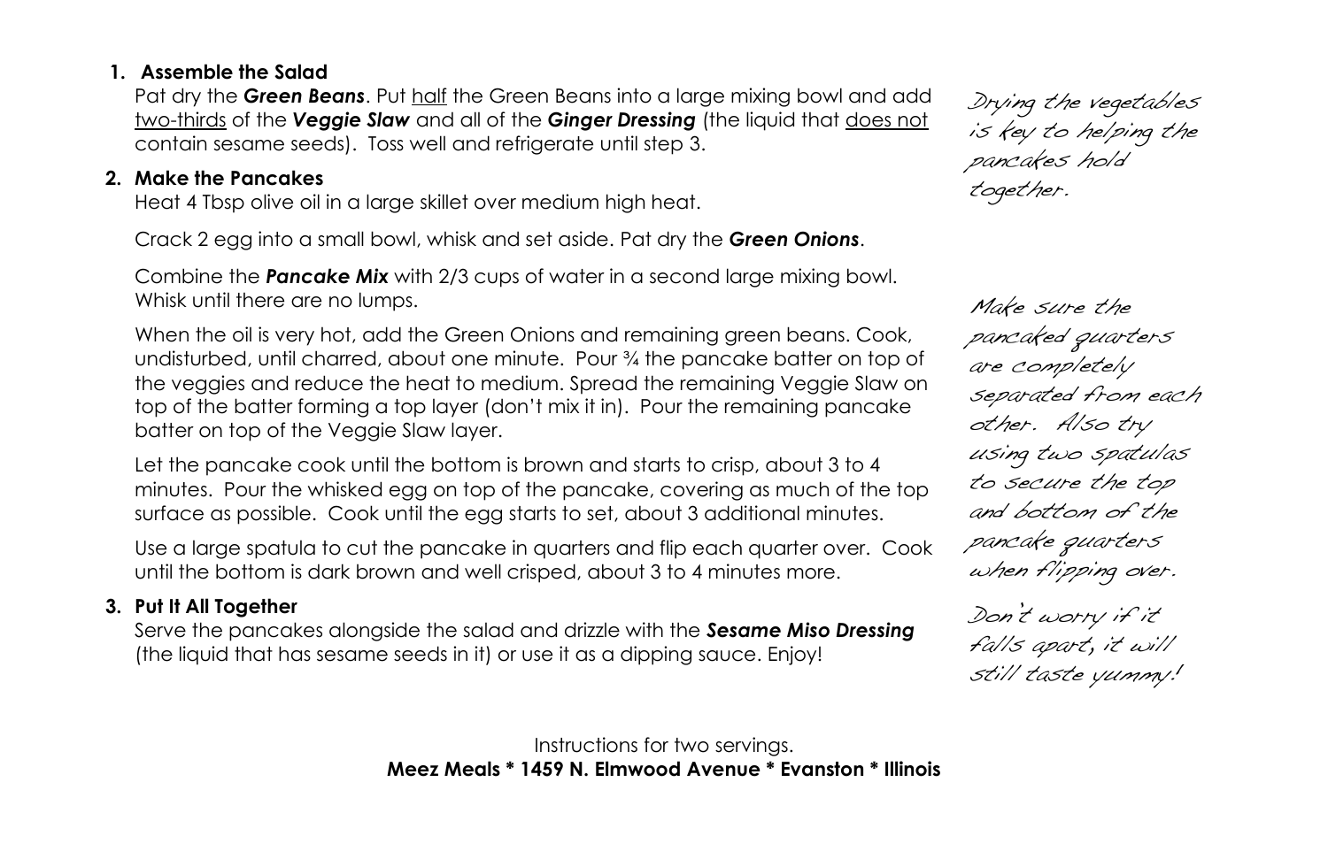1. **Assemble the Salad**

   Pat dry the ***Green Beans***. Put half the Green Beans into a large mixing bowl and add two-thirds of the ***Veggie Slaw*** and all of the ***Ginger Dressing*** (the liquid that does not contain sesame seeds). Toss well and refrigerate until step 3.

2. **Make the Pancakes**

   Heat 4 Tbsp olive oil in a large skillet over medium high heat.

   Crack 2 egg into a small bowl, whisk and set aside. Pat dry the ***Green Onions***.

   Combine the ***Pancake Mix*** with 2/3 cups of water in a second large mixing bowl. Whisk until there are no lumps.

   When the oil is very hot, add the Green Onions and remaining green beans. Cook, undisturbed, until charred, about one minute. Pour ¾ the pancake batter on top of the veggies and reduce the heat to medium. Spread the remaining Veggie Slaw on top of the batter forming a top layer (don't mix it in). Pour the remaining pancake batter on top of the Veggie Slaw layer.

   Let the pancake cook until the bottom is brown and starts to crisp, about 3 to 4 minutes. Pour the whisked egg on top of the pancake, covering as much of the top surface as possible. Cook until the egg starts to set, about 3 additional minutes.

   Use a large spatula to cut the pancake in quarters and flip each quarter over. Cook until the bottom is dark brown and well crisped, about 3 to 4 minutes more.

3. **Put It All Together**

   Serve the pancakes alongside the salad and drizzle with the ***Sesame Miso Dressing*** (the liquid that has sesame seeds in it) or use it as a dipping sauce. Enjoy!

*Drying the vegetables is key to helping the pancakes hold together.*

*Make sure the pancaked quarters are completely separated from each other. Also try using two spatulas to secure the top and bottom of the pancake quarters when flipping over.*

*Don't worry if it falls apart, it will still taste yummy!*

Instructions for two servings.
**Meez Meals * 1459 N. Elmwood Avenue * Evanston * Illinois**